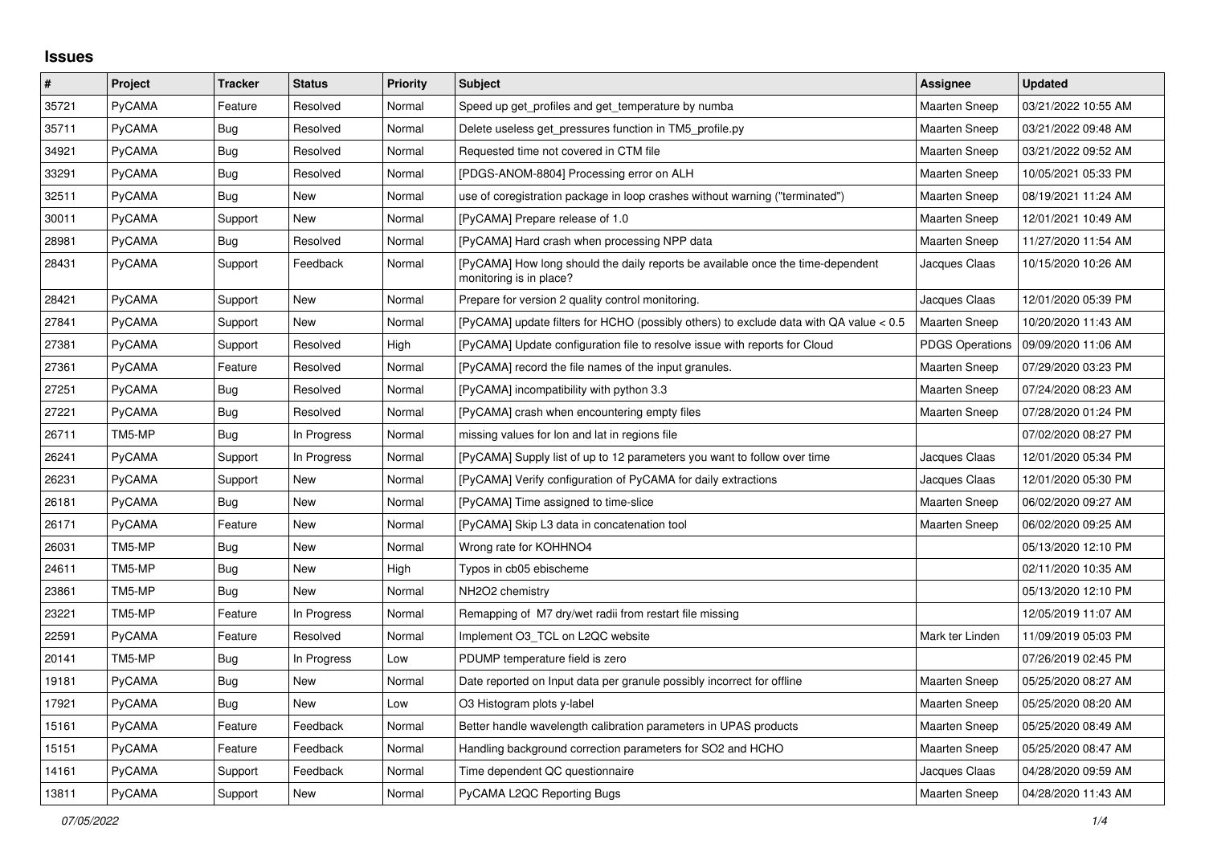## Issues

| # | Project | Tracker | Status | Priority | Subject | Assignee | Updated |
|---|---|---|---|---|---|---|---|
| 35721 | PyCAMA | Feature | Resolved | Normal | Speed up get_profiles and get_temperature by numba | Maarten Sneep | 03/21/2022 10:55 AM |
| 35711 | PyCAMA | Bug | Resolved | Normal | Delete useless get_pressures function in TM5_profile.py | Maarten Sneep | 03/21/2022 09:48 AM |
| 34921 | PyCAMA | Bug | Resolved | Normal | Requested time not covered in CTM file | Maarten Sneep | 03/21/2022 09:52 AM |
| 33291 | PyCAMA | Bug | Resolved | Normal | [PDGS-ANOM-8804] Processing error on ALH | Maarten Sneep | 10/05/2021 05:33 PM |
| 32511 | PyCAMA | Bug | New | Normal | use of coregistration package in loop crashes without warning ("terminated") | Maarten Sneep | 08/19/2021 11:24 AM |
| 30011 | PyCAMA | Support | New | Normal | [PyCAMA] Prepare release of 1.0 | Maarten Sneep | 12/01/2021 10:49 AM |
| 28981 | PyCAMA | Bug | Resolved | Normal | [PyCAMA] Hard crash when processing NPP data | Maarten Sneep | 11/27/2020 11:54 AM |
| 28431 | PyCAMA | Support | Feedback | Normal | [PyCAMA] How long should the daily reports be available once the time-dependent monitoring is in place? | Jacques Claas | 10/15/2020 10:26 AM |
| 28421 | PyCAMA | Support | New | Normal | Prepare for version 2 quality control monitoring. | Jacques Claas | 12/01/2020 05:39 PM |
| 27841 | PyCAMA | Support | New | Normal | [PyCAMA] update filters for HCHO (possibly others) to exclude data with QA value < 0.5 | Maarten Sneep | 10/20/2020 11:43 AM |
| 27381 | PyCAMA | Support | Resolved | High | [PyCAMA] Update configuration file to resolve issue with reports for Cloud | PDGS Operations | 09/09/2020 11:06 AM |
| 27361 | PyCAMA | Feature | Resolved | Normal | [PyCAMA] record the file names of the input granules. | Maarten Sneep | 07/29/2020 03:23 PM |
| 27251 | PyCAMA | Bug | Resolved | Normal | [PyCAMA] incompatibility with python 3.3 | Maarten Sneep | 07/24/2020 08:23 AM |
| 27221 | PyCAMA | Bug | Resolved | Normal | [PyCAMA] crash when encountering empty files | Maarten Sneep | 07/28/2020 01:24 PM |
| 26711 | TM5-MP | Bug | In Progress | Normal | missing values for lon and lat in regions file | | 07/02/2020 08:27 PM |
| 26241 | PyCAMA | Support | In Progress | Normal | [PyCAMA] Supply list of up to 12 parameters you want to follow over time | Jacques Claas | 12/01/2020 05:34 PM |
| 26231 | PyCAMA | Support | New | Normal | [PyCAMA] Verify configuration of PyCAMA for daily extractions | Jacques Claas | 12/01/2020 05:30 PM |
| 26181 | PyCAMA | Bug | New | Normal | [PyCAMA] Time assigned to time-slice | Maarten Sneep | 06/02/2020 09:27 AM |
| 26171 | PyCAMA | Feature | New | Normal | [PyCAMA] Skip L3 data in concatenation tool | Maarten Sneep | 06/02/2020 09:25 AM |
| 26031 | TM5-MP | Bug | New | Normal | Wrong rate for KOHHNO4 | | 05/13/2020 12:10 PM |
| 24611 | TM5-MP | Bug | New | High | Typos in cb05 ebischeme | | 02/11/2020 10:35 AM |
| 23861 | TM5-MP | Bug | New | Normal | NH2O2 chemistry | | 05/13/2020 12:10 PM |
| 23221 | TM5-MP | Feature | In Progress | Normal | Remapping of M7 dry/wet radii from restart file missing | | 12/05/2019 11:07 AM |
| 22591 | PyCAMA | Feature | Resolved | Normal | Implement O3_TCL on L2QC website | Mark ter Linden | 11/09/2019 05:03 PM |
| 20141 | TM5-MP | Bug | In Progress | Low | PDUMP temperature field is zero | | 07/26/2019 02:45 PM |
| 19181 | PyCAMA | Bug | New | Normal | Date reported on Input data per granule possibly incorrect for offline | Maarten Sneep | 05/25/2020 08:27 AM |
| 17921 | PyCAMA | Bug | New | Low | O3 Histogram plots y-label | Maarten Sneep | 05/25/2020 08:20 AM |
| 15161 | PyCAMA | Feature | Feedback | Normal | Better handle wavelength calibration parameters in UPAS products | Maarten Sneep | 05/25/2020 08:49 AM |
| 15151 | PyCAMA | Feature | Feedback | Normal | Handling background correction parameters for SO2 and HCHO | Maarten Sneep | 05/25/2020 08:47 AM |
| 14161 | PyCAMA | Support | Feedback | Normal | Time dependent QC questionnaire | Jacques Claas | 04/28/2020 09:59 AM |
| 13811 | PyCAMA | Support | New | Normal | PyCAMA L2QC Reporting Bugs | Maarten Sneep | 04/28/2020 11:43 AM |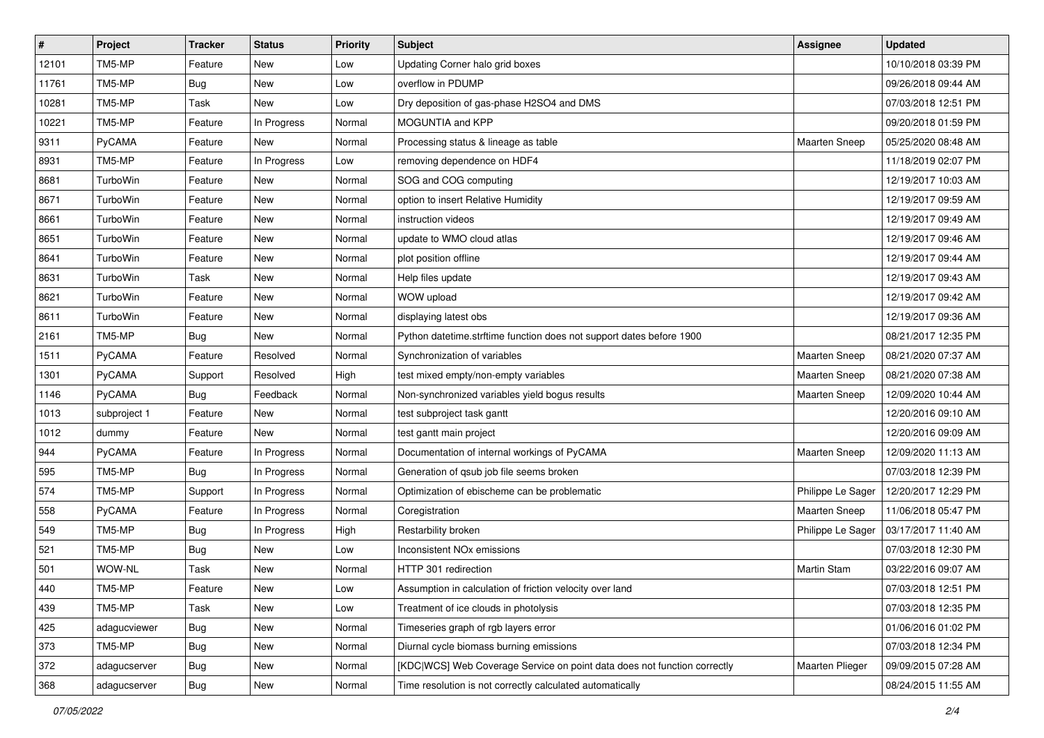| # | Project | Tracker | Status | Priority | Subject | Assignee | Updated |
|---|---|---|---|---|---|---|---|
| 12101 | TM5-MP | Feature | New | Low | Updating Corner halo grid boxes | | 10/10/2018 03:39 PM |
| 11761 | TM5-MP | Bug | New | Low | overflow in PDUMP | | 09/26/2018 09:44 AM |
| 10281 | TM5-MP | Task | New | Low | Dry deposition of gas-phase H2SO4 and DMS | | 07/03/2018 12:51 PM |
| 10221 | TM5-MP | Feature | In Progress | Normal | MOGUNTIA and KPP | | 09/20/2018 01:59 PM |
| 9311 | PyCAMA | Feature | New | Normal | Processing status & lineage as table | Maarten Sneep | 05/25/2020 08:48 AM |
| 8931 | TM5-MP | Feature | In Progress | Low | removing dependence on HDF4 | | 11/18/2019 02:07 PM |
| 8681 | TurboWin | Feature | New | Normal | SOG and COG computing | | 12/19/2017 10:03 AM |
| 8671 | TurboWin | Feature | New | Normal | option to insert Relative Humidity | | 12/19/2017 09:59 AM |
| 8661 | TurboWin | Feature | New | Normal | instruction videos | | 12/19/2017 09:49 AM |
| 8651 | TurboWin | Feature | New | Normal | update to WMO cloud atlas | | 12/19/2017 09:46 AM |
| 8641 | TurboWin | Feature | New | Normal | plot position offline | | 12/19/2017 09:44 AM |
| 8631 | TurboWin | Task | New | Normal | Help files update | | 12/19/2017 09:43 AM |
| 8621 | TurboWin | Feature | New | Normal | WOW upload | | 12/19/2017 09:42 AM |
| 8611 | TurboWin | Feature | New | Normal | displaying latest obs | | 12/19/2017 09:36 AM |
| 2161 | TM5-MP | Bug | New | Normal | Python datetime.strftime function does not support dates before 1900 | | 08/21/2017 12:35 PM |
| 1511 | PyCAMA | Feature | Resolved | Normal | Synchronization of variables | Maarten Sneep | 08/21/2020 07:37 AM |
| 1301 | PyCAMA | Support | Resolved | High | test mixed empty/non-empty variables | Maarten Sneep | 08/21/2020 07:38 AM |
| 1146 | PyCAMA | Bug | Feedback | Normal | Non-synchronized variables yield bogus results | Maarten Sneep | 12/09/2020 10:44 AM |
| 1013 | subproject 1 | Feature | New | Normal | test subproject task gantt | | 12/20/2016 09:10 AM |
| 1012 | dummy | Feature | New | Normal | test gantt main project | | 12/20/2016 09:09 AM |
| 944 | PyCAMA | Feature | In Progress | Normal | Documentation of internal workings of PyCAMA | Maarten Sneep | 12/09/2020 11:13 AM |
| 595 | TM5-MP | Bug | In Progress | Normal | Generation of qsub job file seems broken | | 07/03/2018 12:39 PM |
| 574 | TM5-MP | Support | In Progress | Normal | Optimization of ebischeme can be problematic | Philippe Le Sager | 12/20/2017 12:29 PM |
| 558 | PyCAMA | Feature | In Progress | Normal | Coregistration | Maarten Sneep | 11/06/2018 05:47 PM |
| 549 | TM5-MP | Bug | In Progress | High | Restarbility broken | Philippe Le Sager | 03/17/2017 11:40 AM |
| 521 | TM5-MP | Bug | New | Low | Inconsistent NOx emissions | | 07/03/2018 12:30 PM |
| 501 | WOW-NL | Task | New | Normal | HTTP 301 redirection | Martin Stam | 03/22/2016 09:07 AM |
| 440 | TM5-MP | Feature | New | Low | Assumption in calculation of friction velocity over land | | 07/03/2018 12:51 PM |
| 439 | TM5-MP | Task | New | Low | Treatment of ice clouds in photolysis | | 07/03/2018 12:35 PM |
| 425 | adagucviewer | Bug | New | Normal | Timeseries graph of rgb layers error | | 01/06/2016 01:02 PM |
| 373 | TM5-MP | Bug | New | Normal | Diurnal cycle biomass burning emissions | | 07/03/2018 12:34 PM |
| 372 | adagucserver | Bug | New | Normal | [KDC\|WCS] Web Coverage Service on point data does not function correctly | Maarten Plieger | 09/09/2015 07:28 AM |
| 368 | adagucserver | Bug | New | Normal | Time resolution is not correctly calculated automatically | | 08/24/2015 11:55 AM |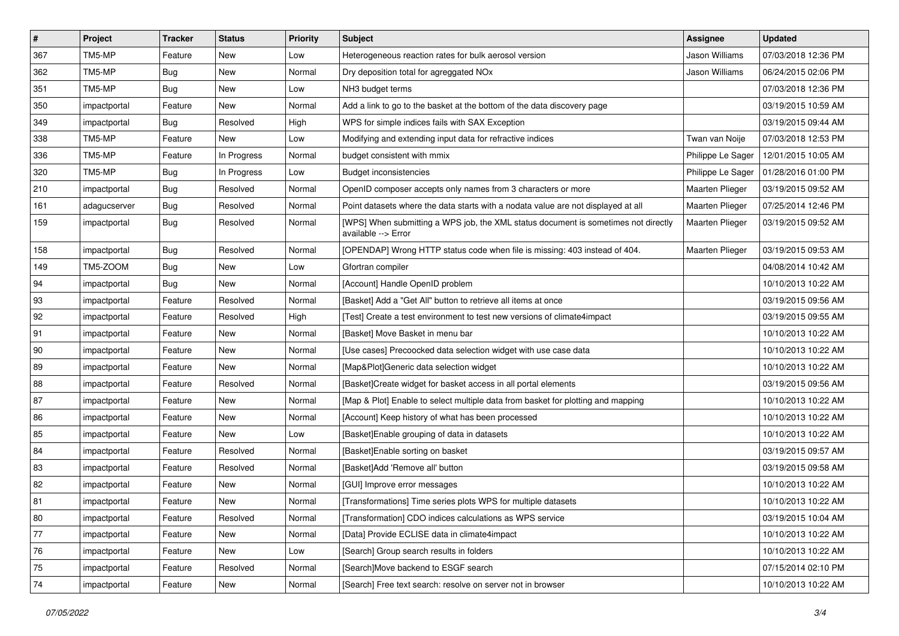| # | Project | Tracker | Status | Priority | Subject | Assignee | Updated |
| --- | --- | --- | --- | --- | --- | --- | --- |
| 367 | TM5-MP | Feature | New | Low | Heterogeneous reaction rates for bulk aerosol version | Jason Williams | 07/03/2018 12:36 PM |
| 362 | TM5-MP | Bug | New | Normal | Dry deposition total for agreggated NOx | Jason Williams | 06/24/2015 02:06 PM |
| 351 | TM5-MP | Bug | New | Low | NH3 budget terms | | 07/03/2018 12:36 PM |
| 350 | impactportal | Feature | New | Normal | Add a link to go to the basket at the bottom of the data discovery page | | 03/19/2015 10:59 AM |
| 349 | impactportal | Bug | Resolved | High | WPS for simple indices fails with SAX Exception | | 03/19/2015 09:44 AM |
| 338 | TM5-MP | Feature | New | Low | Modifying and extending input data for refractive indices | Twan van Noije | 07/03/2018 12:53 PM |
| 336 | TM5-MP | Feature | In Progress | Normal | budget consistent with mmix | Philippe Le Sager | 12/01/2015 10:05 AM |
| 320 | TM5-MP | Bug | In Progress | Low | Budget inconsistencies | Philippe Le Sager | 01/28/2016 01:00 PM |
| 210 | impactportal | Bug | Resolved | Normal | OpenID composer accepts only names from 3 characters or more | Maarten Plieger | 03/19/2015 09:52 AM |
| 161 | adagucserver | Bug | Resolved | Normal | Point datasets where the data starts with a nodata value are not displayed at all | Maarten Plieger | 07/25/2014 12:46 PM |
| 159 | impactportal | Bug | Resolved | Normal | [WPS] When submitting a WPS job, the XML status document is sometimes not directly available --> Error | Maarten Plieger | 03/19/2015 09:52 AM |
| 158 | impactportal | Bug | Resolved | Normal | [OPENDAP] Wrong HTTP status code when file is missing: 403 instead of 404. | Maarten Plieger | 03/19/2015 09:53 AM |
| 149 | TM5-ZOOM | Bug | New | Low | Gfortran compiler | | 04/08/2014 10:42 AM |
| 94 | impactportal | Bug | New | Normal | [Account] Handle OpenID problem | | 10/10/2013 10:22 AM |
| 93 | impactportal | Feature | Resolved | Normal | [Basket] Add a "Get All" button to retrieve all items at once | | 03/19/2015 09:56 AM |
| 92 | impactportal | Feature | Resolved | High | [Test] Create a test environment to test new versions of climate4impact | | 03/19/2015 09:55 AM |
| 91 | impactportal | Feature | New | Normal | [Basket] Move Basket in menu bar | | 10/10/2013 10:22 AM |
| 90 | impactportal | Feature | New | Normal | [Use cases] Precoocked data selection widget with use case data | | 10/10/2013 10:22 AM |
| 89 | impactportal | Feature | New | Normal | [Map&Plot]Generic data selection widget | | 10/10/2013 10:22 AM |
| 88 | impactportal | Feature | Resolved | Normal | [Basket]Create widget for basket access in all portal elements | | 03/19/2015 09:56 AM |
| 87 | impactportal | Feature | New | Normal | [Map & Plot] Enable to select multiple data from basket for plotting and mapping | | 10/10/2013 10:22 AM |
| 86 | impactportal | Feature | New | Normal | [Account] Keep history of what has been processed | | 10/10/2013 10:22 AM |
| 85 | impactportal | Feature | New | Low | [Basket]Enable grouping of data in datasets | | 10/10/2013 10:22 AM |
| 84 | impactportal | Feature | Resolved | Normal | [Basket]Enable sorting on basket | | 03/19/2015 09:57 AM |
| 83 | impactportal | Feature | Resolved | Normal | [Basket]Add 'Remove all' button | | 03/19/2015 09:58 AM |
| 82 | impactportal | Feature | New | Normal | [GUI] Improve error messages | | 10/10/2013 10:22 AM |
| 81 | impactportal | Feature | New | Normal | [Transformations] Time series plots WPS for multiple datasets | | 10/10/2013 10:22 AM |
| 80 | impactportal | Feature | Resolved | Normal | [Transformation] CDO indices calculations as WPS service | | 03/19/2015 10:04 AM |
| 77 | impactportal | Feature | New | Normal | [Data] Provide ECLISE data in climate4impact | | 10/10/2013 10:22 AM |
| 76 | impactportal | Feature | New | Low | [Search] Group search results in folders | | 10/10/2013 10:22 AM |
| 75 | impactportal | Feature | Resolved | Normal | [Search]Move backend to ESGF search | | 07/15/2014 02:10 PM |
| 74 | impactportal | Feature | New | Normal | [Search] Free text search: resolve on server not in browser | | 10/10/2013 10:22 AM |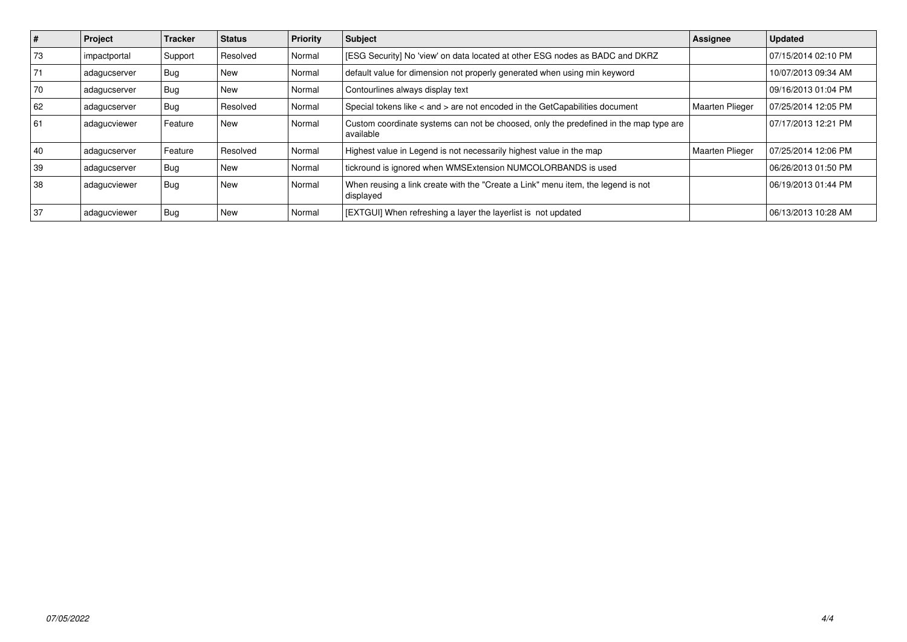| # | Project | Tracker | Status | Priority | Subject | Assignee | Updated |
|---|---|---|---|---|---|---|---|
| 73 | impactportal | Support | Resolved | Normal | [ESG Security] No 'view' on data located at other ESG nodes as BADC and DKRZ | | 07/15/2014 02:10 PM |
| 71 | adagucserver | Bug | New | Normal | default value for dimension not properly generated when using min keyword | | 10/07/2013 09:34 AM |
| 70 | adagucserver | Bug | New | Normal | Contourlines always display text | | 09/16/2013 01:04 PM |
| 62 | adagucserver | Bug | Resolved | Normal | Special tokens like < and > are not encoded in the GetCapabilities document | Maarten Plieger | 07/25/2014 12:05 PM |
| 61 | adagucviewer | Feature | New | Normal | Custom coordinate systems can not be choosed, only the predefined in the map type are available | | 07/17/2013 12:21 PM |
| 40 | adagucserver | Feature | Resolved | Normal | Highest value in Legend is not necessarily highest value in the map | Maarten Plieger | 07/25/2014 12:06 PM |
| 39 | adagucserver | Bug | New | Normal | tickround is ignored when WMSExtension NUMCOLORBANDS is used | | 06/26/2013 01:50 PM |
| 38 | adagucviewer | Bug | New | Normal | When reusing a link create with the "Create a Link" menu item, the legend is not displayed | | 06/19/2013 01:44 PM |
| 37 | adagucviewer | Bug | New | Normal | [EXTGUI] When refreshing a layer the layerlist is not updated | | 06/13/2013 10:28 AM |